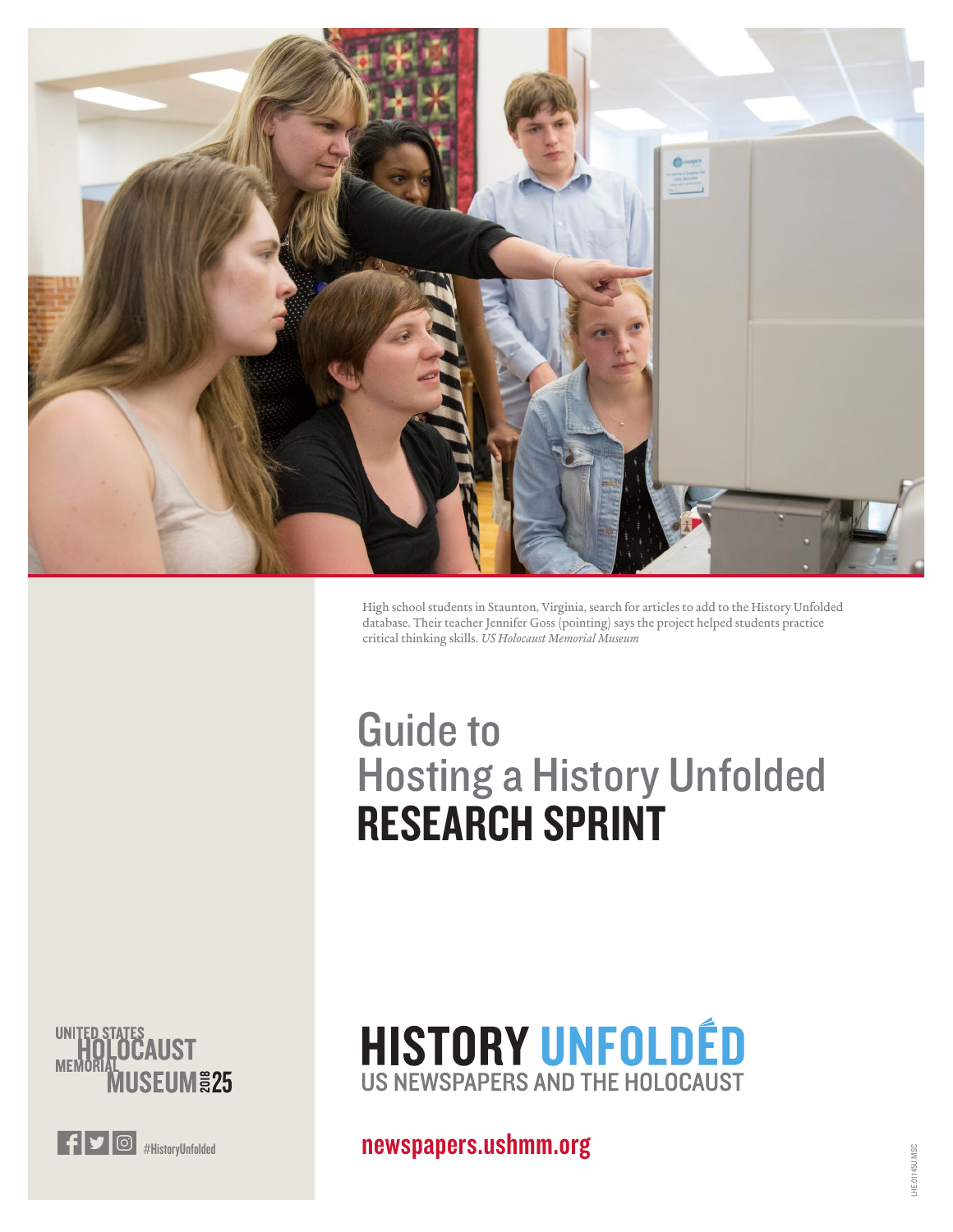High school students in Staunton, Virginia, search for articles to add to the History Unfolded database. Their teacher Jennifer Goss (pointing) says the project helped students practice critical thinking skills. *US Holocaust Memorial Museum*

# Guide to Hosting a History Unfolded **RESEARCH SPRINT**

UNITED STATES HOLOCAUST MEMORIAL MUSEUM 2018 25

**HISTORY UNFOLDED**
US NEWSPAPERS AND THE HOLOCAUST

#HistoryUnfolded

**newspapers.ushmm.org**

LHE.01145U.MSC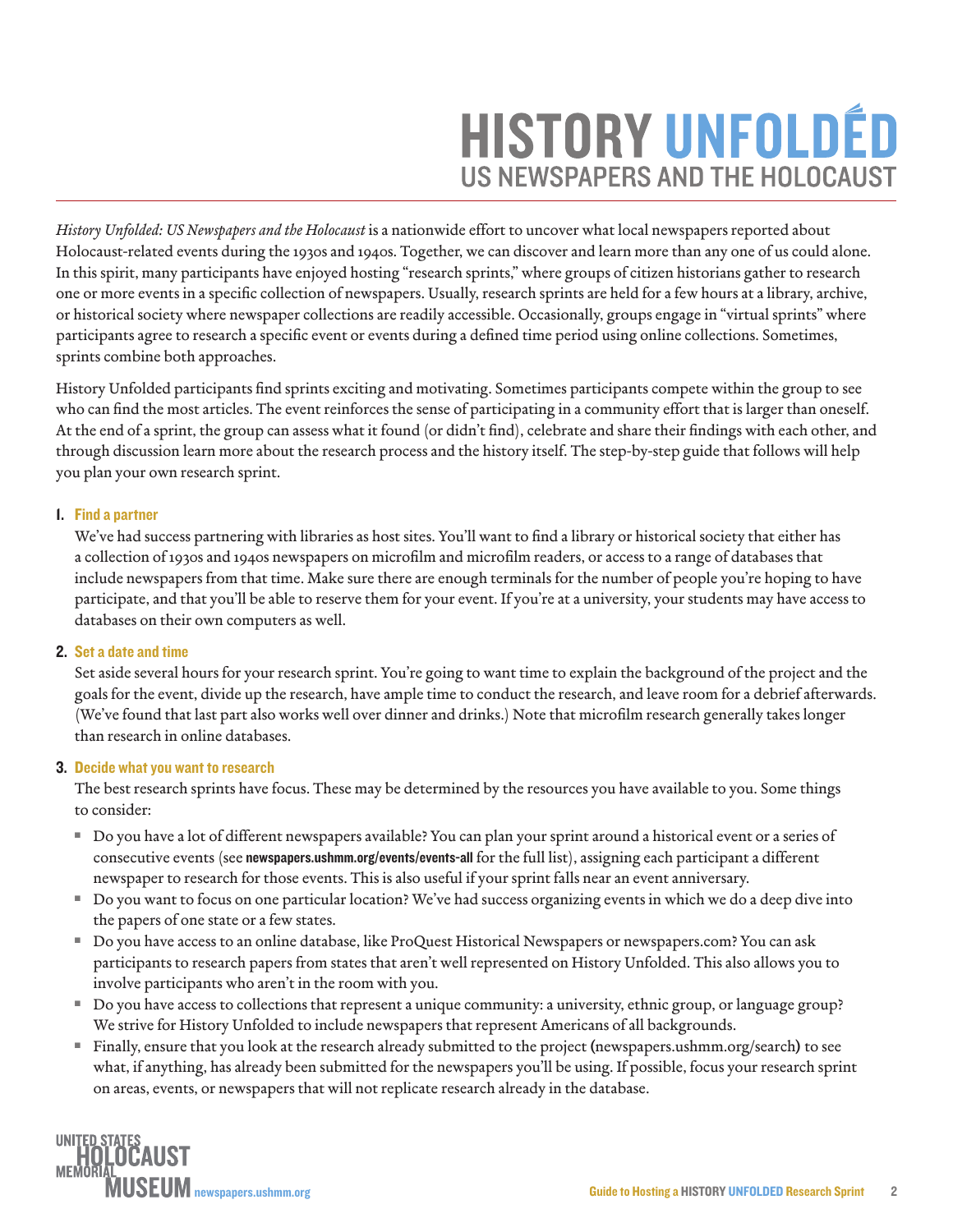# HISTORY UNFOLDED
## US NEWSPAPERS AND THE HOLOCAUST

*History Unfolded: US Newspapers and the Holocaust* is a nationwide effort to uncover what local newspapers reported about Holocaust-related events during the 1930s and 1940s. Together, we can discover and learn more than any one of us could alone. In this spirit, many participants have enjoyed hosting "research sprints," where groups of citizen historians gather to research one or more events in a specific collection of newspapers. Usually, research sprints are held for a few hours at a library, archive, or historical society where newspaper collections are readily accessible. Occasionally, groups engage in "virtual sprints" where participants agree to research a specific event or events during a defined time period using online collections. Sometimes, sprints combine both approaches.

History Unfolded participants find sprints exciting and motivating. Sometimes participants compete within the group to see who can find the most articles. The event reinforces the sense of participating in a community effort that is larger than oneself. At the end of a sprint, the group can assess what it found (or didn't find), celebrate and share their findings with each other, and through discussion learn more about the research process and the history itself. The step-by-step guide that follows will help you plan your own research sprint.

1. **Find a partner**

   We've had success partnering with libraries as host sites. You'll want to find a library or historical society that either has a collection of 1930s and 1940s newspapers on microfilm and microfilm readers, or access to a range of databases that include newspapers from that time. Make sure there are enough terminals for the number of people you're hoping to have participate, and that you'll be able to reserve them for your event. If you're at a university, your students may have access to databases on their own computers as well.

2. **Set a date and time**

   Set aside several hours for your research sprint. You're going to want time to explain the background of the project and the goals for the event, divide up the research, have ample time to conduct the research, and leave room for a debrief afterwards. (We've found that last part also works well over dinner and drinks.) Note that microfilm research generally takes longer than research in online databases.

3. **Decide what you want to research**

   The best research sprints have focus. These may be determined by the resources you have available to you. Some things to consider:

   - Do you have a lot of different newspapers available? You can plan your sprint around a historical event or a series of consecutive events (see **newspapers.ushmm.org/events/events-all** for the full list), assigning each participant a different newspaper to research for those events. This is also useful if your sprint falls near an event anniversary.
   - Do you want to focus on one particular location? We've had success organizing events in which we do a deep dive into the papers of one state or a few states.
   - Do you have access to an online database, like ProQuest Historical Newspapers or newspapers.com? You can ask participants to research papers from states that aren't well represented on History Unfolded. This also allows you to involve participants who aren't in the room with you.
   - Do you have access to collections that represent a unique community: a university, ethnic group, or language group? We strive for History Unfolded to include newspapers that represent Americans of all backgrounds.
   - Finally, ensure that you look at the research already submitted to the project (newspapers.ushmm.org/search) to see what, if anything, has already been submitted for the newspapers you'll be using. If possible, focus your research sprint on areas, events, or newspapers that will not replicate research already in the database.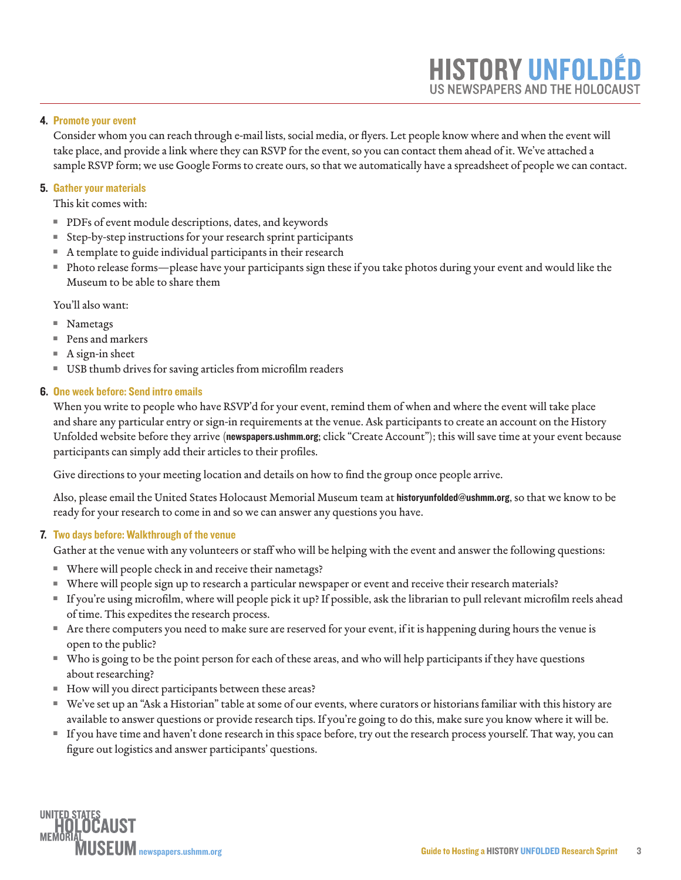**4. Promote your event**

Consider whom you can reach through e-mail lists, social media, or flyers. Let people know where and when the event will take place, and provide a link where they can RSVP for the event, so you can contact them ahead of it. We've attached a sample RSVP form; we use Google Forms to create ours, so that we automatically have a spreadsheet of people we can contact.

**5. Gather your materials**

This kit comes with:

- PDFs of event module descriptions, dates, and keywords
- Step-by-step instructions for your research sprint participants
- A template to guide individual participants in their research
- Photo release forms—please have your participants sign these if you take photos during your event and would like the Museum to be able to share them

You'll also want:

- Nametags
- Pens and markers
- A sign-in sheet
- USB thumb drives for saving articles from microfilm readers

**6. One week before: Send intro emails**

When you write to people who have RSVP'd for your event, remind them of when and where the event will take place and share any particular entry or sign-in requirements at the venue. Ask participants to create an account on the History Unfolded website before they arrive (**newspapers.ushmm.org**; click "Create Account"); this will save time at your event because participants can simply add their articles to their profiles.

Give directions to your meeting location and details on how to find the group once people arrive.

Also, please email the United States Holocaust Memorial Museum team at **historyunfolded@ushmm.org**, so that we know to be ready for your research to come in and so we can answer any questions you have.

**7. Two days before: Walkthrough of the venue**

Gather at the venue with any volunteers or staff who will be helping with the event and answer the following questions:

- Where will people check in and receive their nametags?
- Where will people sign up to research a particular newspaper or event and receive their research materials?
- If you're using microfilm, where will people pick it up? If possible, ask the librarian to pull relevant microfilm reels ahead of time. This expedites the research process.
- Are there computers you need to make sure are reserved for your event, if it is happening during hours the venue is open to the public?
- Who is going to be the point person for each of these areas, and who will help participants if they have questions about researching?
- How will you direct participants between these areas?
- We've set up an "Ask a Historian" table at some of our events, where curators or historians familiar with this history are available to answer questions or provide research tips. If you're going to do this, make sure you know where it will be.
- If you have time and haven't done research in this space before, try out the research process yourself. That way, you can figure out logistics and answer participants' questions.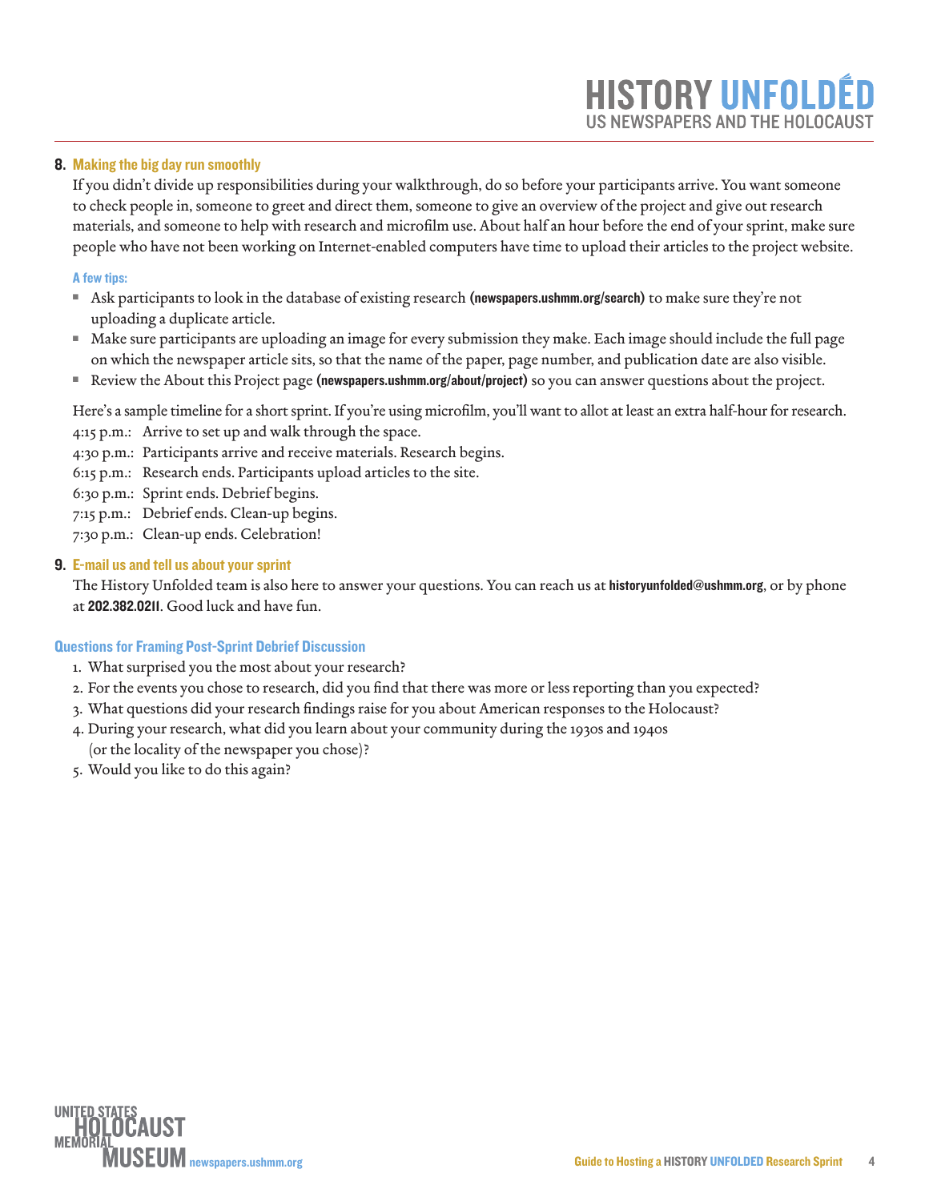### 8. Making the big day run smoothly

If you didn't divide up responsibilities during your walkthrough, do so before your participants arrive. You want someone to check people in, someone to greet and direct them, someone to give an overview of the project and give out research materials, and someone to help with research and microfilm use. About half an hour before the end of your sprint, make sure people who have not been working on Internet-enabled computers have time to upload their articles to the project website.

**A few tips:**

- Ask participants to look in the database of existing research **(newspapers.ushmm.org/search)** to make sure they're not uploading a duplicate article.
- Make sure participants are uploading an image for every submission they make. Each image should include the full page on which the newspaper article sits, so that the name of the paper, page number, and publication date are also visible.
- Review the About this Project page **(newspapers.ushmm.org/about/project)** so you can answer questions about the project.

Here's a sample timeline for a short sprint. If you're using microfilm, you'll want to allot at least an extra half-hour for research.

4:15 p.m.: Arrive to set up and walk through the space.
4:30 p.m.: Participants arrive and receive materials. Research begins.
6:15 p.m.: Research ends. Participants upload articles to the site.
6:30 p.m.: Sprint ends. Debrief begins.
7:15 p.m.: Debrief ends. Clean-up begins.
7:30 p.m.: Clean-up ends. Celebration!

### 9. E-mail us and tell us about your sprint

The History Unfolded team is also here to answer your questions. You can reach us at **historyunfolded@ushmm.org**, or by phone at **202.382.0211**. Good luck and have fun.

### Questions for Framing Post-Sprint Debrief Discussion

1. What surprised you the most about your research?
2. For the events you chose to research, did you find that there was more or less reporting than you expected?
3. What questions did your research findings raise for you about American responses to the Holocaust?
4. During your research, what did you learn about your community during the 1930s and 1940s (or the locality of the newspaper you chose)?
5. Would you like to do this again?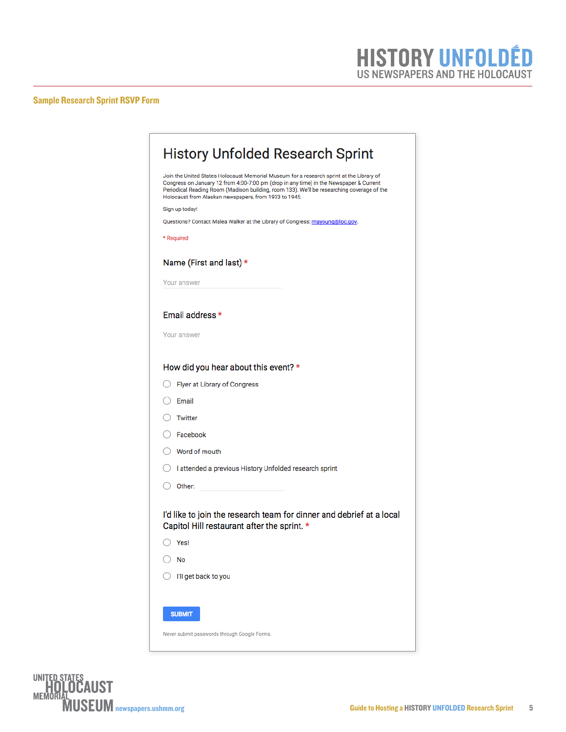## Sample Research Sprint RSVP Form

# History Unfolded Research Sprint

Join the United States Holocaust Memorial Museum for a research sprint at the Library of Congress on January 12 from 4:00-7:00 pm (drop in any time) in the Newspaper & Current Periodical Reading Room (Madison building, room 133). We'll be researching coverage of the Holocaust from Alaskan newspapers, from 1933 to 1945.

Sign up today!

Questions? Contact Malea Walker at the Library of Congress: mayoung@loc.gov.

* Required

**Name (First and last) ***

Your answer

**Email address ***

Your answer

**How did you hear about this event? ***

- ○ Flyer at Library of Congress
- ○ Email
- ○ Twitter
- ○ Facebook
- ○ Word of mouth
- ○ I attended a previous History Unfolded research sprint
- ○ Other: ____________

**I'd like to join the research team for dinner and debrief at a local Capitol Hill restaurant after the sprint. ***

- ○ Yes!
- ○ No
- ○ I'll get back to you

SUBMIT

Never submit passwords through Google Forms.